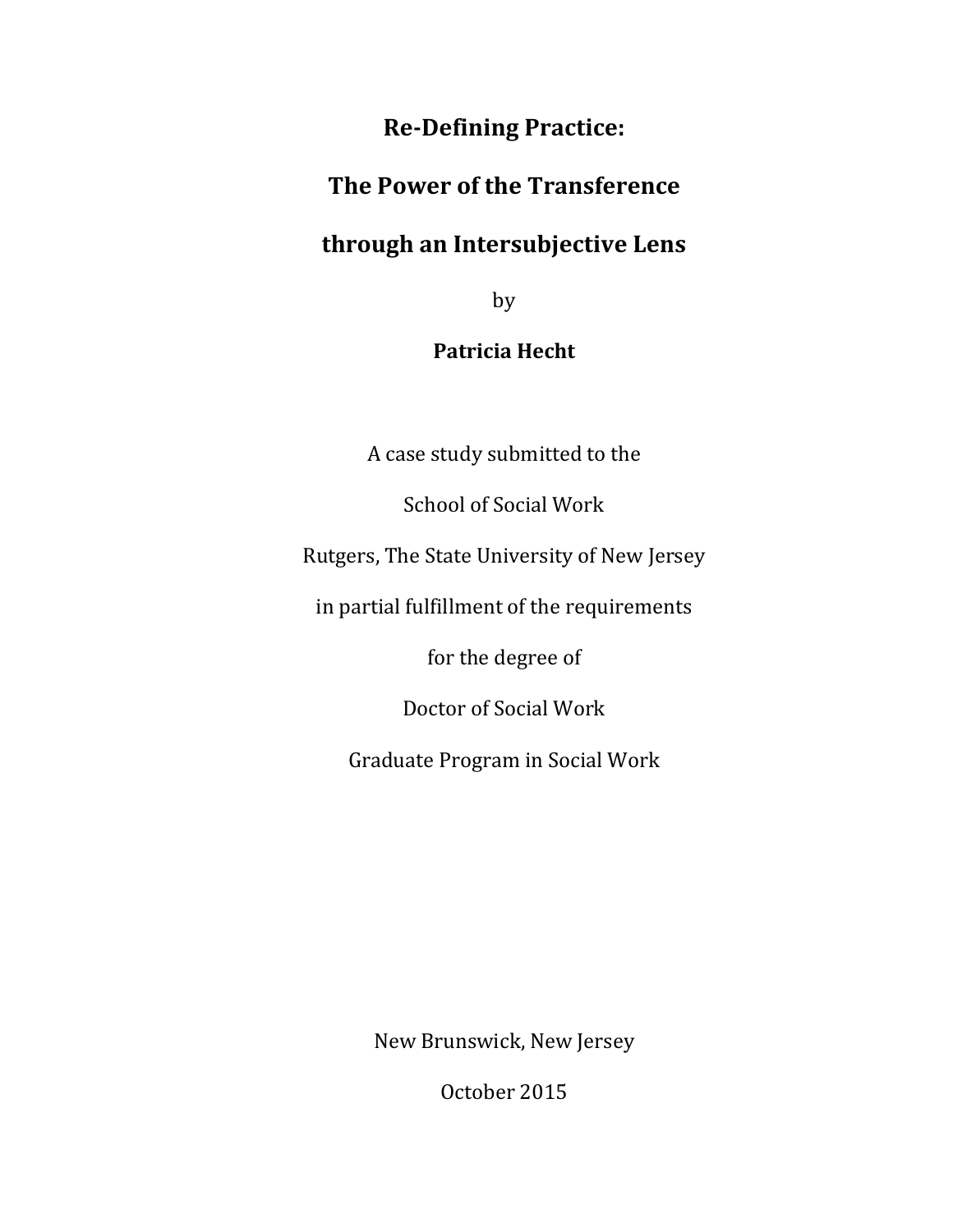# Re-Defining Practice:

# The Power of the Transference

# through an Intersubjective Lens

by

**Patricia Hecht**

A case study submitted to the

School of Social Work

Rutgers, The State University of New Jersey

in partial fulfillment of the requirements

for the degree of

Doctor of Social Work

Graduate Program in Social Work

New Brunswick, New Jersey

October 2015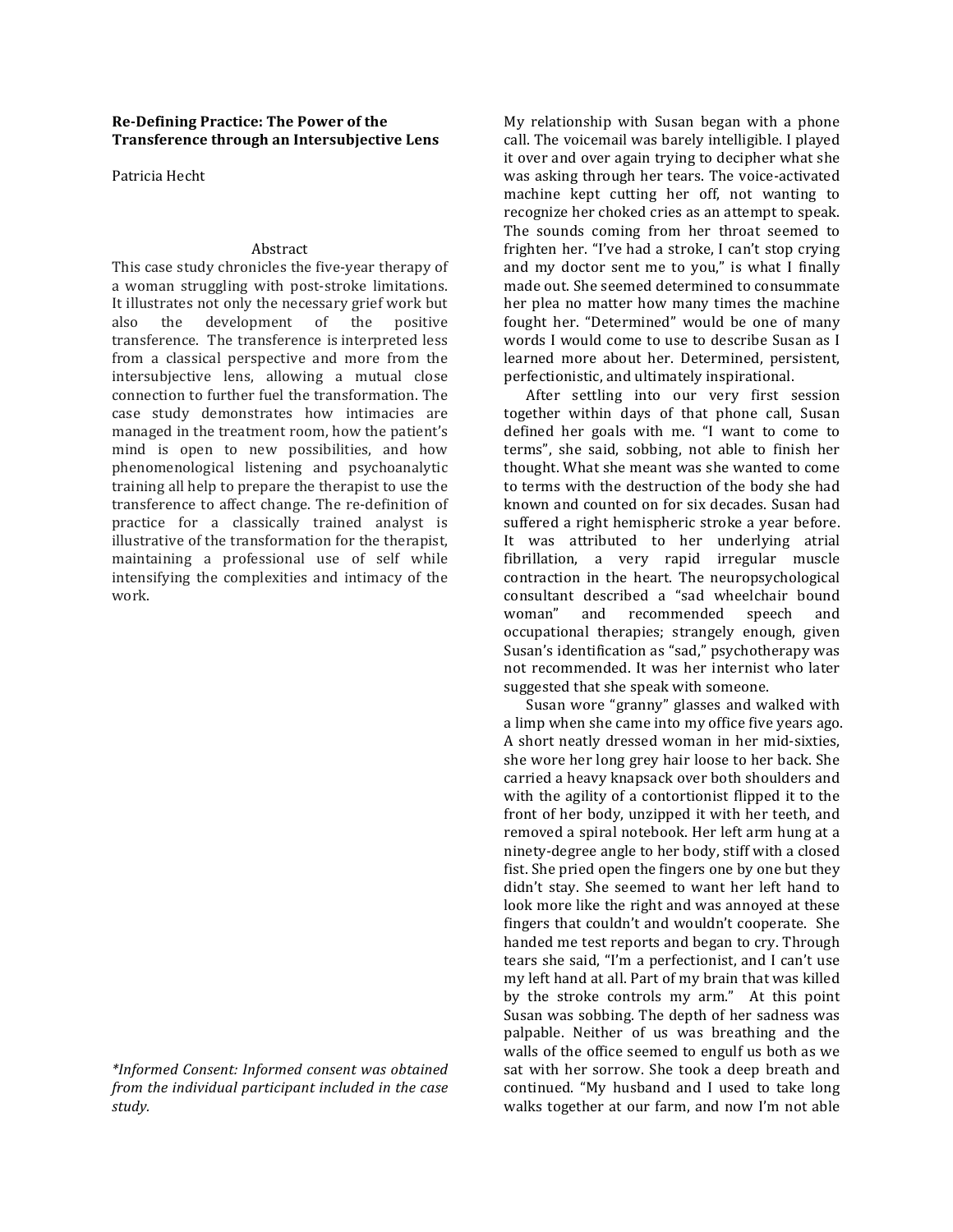**Re-Defining Practice: The Power of the Transference through an Intersubjective Lens**

Patricia Hecht

Abstract

This case study chronicles the five-year therapy of a woman struggling with post-stroke limitations. It illustrates not only the necessary grief work but also the development of the positive transference. The transference is interpreted less from a classical perspective and more from the intersubjective lens, allowing a mutual close connection to further fuel the transformation. The case study demonstrates how intimacies are managed in the treatment room, how the patient's mind is open to new possibilities, and how phenomenological listening and psychoanalytic training all help to prepare the therapist to use the transference to affect change. The re-definition of practice for a classically trained analyst is illustrative of the transformation for the therapist, maintaining a professional use of self while intensifying the complexities and intimacy of the work.

*\*Informed Consent: Informed consent was obtained from the individual participant included in the case study.*

My relationship with Susan began with a phone call. The voicemail was barely intelligible. I played it over and over again trying to decipher what she was asking through her tears. The voice-activated machine kept cutting her off, not wanting to recognize her choked cries as an attempt to speak. The sounds coming from her throat seemed to frighten her. "I've had a stroke, I can't stop crying and my doctor sent me to you," is what I finally made out. She seemed determined to consummate her plea no matter how many times the machine fought her. "Determined" would be one of many words I would come to use to describe Susan as I learned more about her. Determined, persistent, perfectionistic, and ultimately inspirational.

After settling into our very first session together within days of that phone call, Susan defined her goals with me. "I want to come to terms", she said, sobbing, not able to finish her thought. What she meant was she wanted to come to terms with the destruction of the body she had known and counted on for six decades. Susan had suffered a right hemispheric stroke a year before. It was attributed to her underlying atrial fibrillation, a very rapid irregular muscle contraction in the heart. The neuropsychological consultant described a "sad wheelchair bound woman" and recommended speech and occupational therapies; strangely enough, given Susan's identification as "sad," psychotherapy was not recommended. It was her internist who later suggested that she speak with someone.

Susan wore "granny" glasses and walked with a limp when she came into my office five years ago. A short neatly dressed woman in her mid-sixties, she wore her long grey hair loose to her back. She carried a heavy knapsack over both shoulders and with the agility of a contortionist flipped it to the front of her body, unzipped it with her teeth, and removed a spiral notebook. Her left arm hung at a ninety-degree angle to her body, stiff with a closed fist. She pried open the fingers one by one but they didn't stay. She seemed to want her left hand to look more like the right and was annoyed at these fingers that couldn't and wouldn't cooperate. She handed me test reports and began to cry. Through tears she said, "I'm a perfectionist, and I can't use my left hand at all. Part of my brain that was killed by the stroke controls my arm." At this point Susan was sobbing. The depth of her sadness was palpable. Neither of us was breathing and the walls of the office seemed to engulf us both as we sat with her sorrow. She took a deep breath and continued. "My husband and I used to take long walks together at our farm, and now I'm not able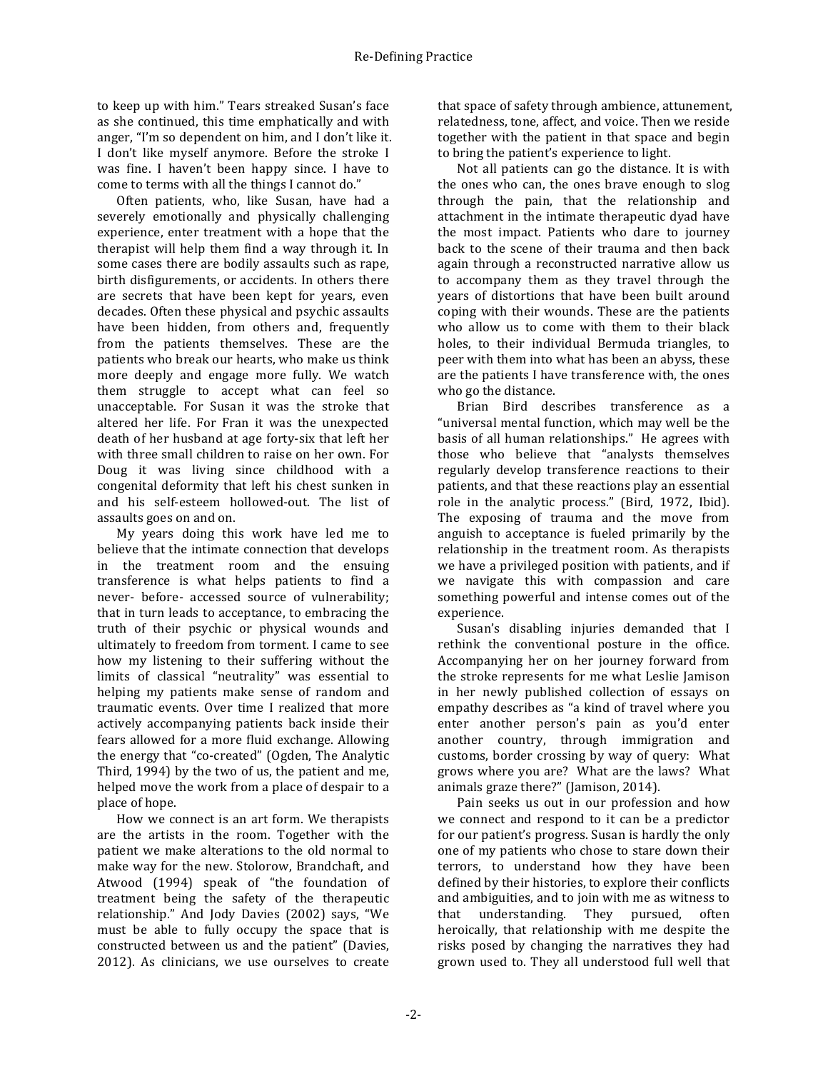to keep up with him." Tears streaked Susan's face as she continued, this time emphatically and with anger, "I'm so dependent on him, and I don't like it. I don't like myself anymore. Before the stroke I was fine. I haven't been happy since. I have to come to terms with all the things I cannot do."

Often patients, who, like Susan, have had a severely emotionally and physically challenging experience, enter treatment with a hope that the therapist will help them find a way through it. In some cases there are bodily assaults such as rape, birth disfigurements, or accidents. In others there are secrets that have been kept for years, even decades. Often these physical and psychic assaults have been hidden, from others and, frequently from the patients themselves. These are the patients who break our hearts, who make us think more deeply and engage more fully. We watch them struggle to accept what can feel so unacceptable. For Susan it was the stroke that altered her life. For Fran it was the unexpected death of her husband at age forty-six that left her with three small children to raise on her own. For Doug it was living since childhood with a congenital deformity that left his chest sunken in and his self-esteem hollowed-out. The list of assaults goes on and on.

My years doing this work have led me to believe that the intimate connection that develops in the treatment room and the ensuing transference is what helps patients to find a never- before- accessed source of vulnerability; that in turn leads to acceptance, to embracing the truth of their psychic or physical wounds and ultimately to freedom from torment. I came to see how my listening to their suffering without the limits of classical "neutrality" was essential to helping my patients make sense of random and traumatic events. Over time I realized that more actively accompanying patients back inside their fears allowed for a more fluid exchange. Allowing the energy that "co-created" (Ogden, The Analytic Third, 1994) by the two of us, the patient and me, helped move the work from a place of despair to a place of hope.

How we connect is an art form. We therapists are the artists in the room. Together with the patient we make alterations to the old normal to make way for the new. Stolorow, Brandchaft, and Atwood (1994) speak of "the foundation of treatment being the safety of the therapeutic relationship." And Jody Davies (2002) says, "We must be able to fully occupy the space that is constructed between us and the patient" (Davies, 2012). As clinicians, we use ourselves to create that space of safety through ambience, attunement, relatedness, tone, affect, and voice. Then we reside together with the patient in that space and begin to bring the patient's experience to light.

Not all patients can go the distance. It is with the ones who can, the ones brave enough to slog through the pain, that the relationship and attachment in the intimate therapeutic dyad have the most impact. Patients who dare to journey back to the scene of their trauma and then back again through a reconstructed narrative allow us to accompany them as they travel through the years of distortions that have been built around coping with their wounds. These are the patients who allow us to come with them to their black holes, to their individual Bermuda triangles, to peer with them into what has been an abyss, these are the patients I have transference with, the ones who go the distance.

Brian Bird describes transference as a "universal mental function, which may well be the basis of all human relationships." He agrees with those who believe that "analysts themselves regularly develop transference reactions to their patients, and that these reactions play an essential role in the analytic process." (Bird, 1972, Ibid). The exposing of trauma and the move from anguish to acceptance is fueled primarily by the relationship in the treatment room. As therapists we have a privileged position with patients, and if we navigate this with compassion and care something powerful and intense comes out of the experience.

Susan's disabling injuries demanded that I rethink the conventional posture in the office. Accompanying her on her journey forward from the stroke represents for me what Leslie Jamison in her newly published collection of essays on empathy describes as "a kind of travel where you enter another person's pain as you'd enter another country, through immigration and customs, border crossing by way of query: What grows where you are? What are the laws? What animals graze there?" (Jamison, 2014).

Pain seeks us out in our profession and how we connect and respond to it can be a predictor for our patient's progress. Susan is hardly the only one of my patients who chose to stare down their terrors, to understand how they have been defined by their histories, to explore their conflicts and ambiguities, and to join with me as witness to that understanding. They pursued, often heroically, that relationship with me despite the risks posed by changing the narratives they had grown used to. They all understood full well that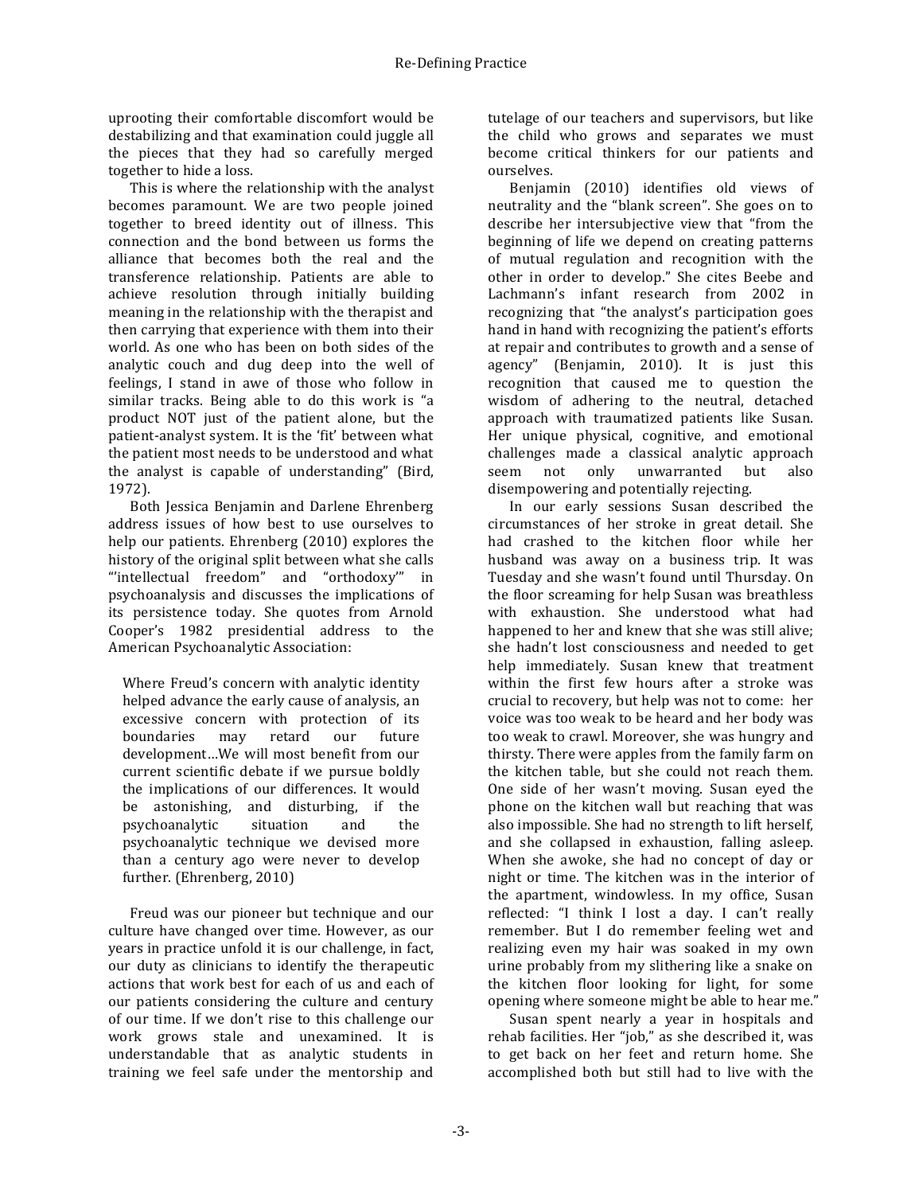uprooting their comfortable discomfort would be destabilizing and that examination could juggle all the pieces that they had so carefully merged together to hide a loss.

This is where the relationship with the analyst becomes paramount. We are two people joined together to breed identity out of illness. This connection and the bond between us forms the alliance that becomes both the real and the transference relationship. Patients are able to achieve resolution through initially building meaning in the relationship with the therapist and then carrying that experience with them into their world. As one who has been on both sides of the analytic couch and dug deep into the well of feelings, I stand in awe of those who follow in similar tracks. Being able to do this work is "a product NOT just of the patient alone, but the patient-analyst system. It is the 'fit' between what the patient most needs to be understood and what the analyst is capable of understanding" (Bird, 1972).

Both Jessica Benjamin and Darlene Ehrenberg address issues of how best to use ourselves to help our patients. Ehrenberg (2010) explores the history of the original split between what she calls "'intellectual freedom" and "orthodoxy'" in psychoanalysis and discusses the implications of its persistence today. She quotes from Arnold Cooper's 1982 presidential address to the American Psychoanalytic Association:

> Where Freud's concern with analytic identity helped advance the early cause of analysis, an excessive concern with protection of its boundaries may retard our future development…We will most benefit from our current scientific debate if we pursue boldly the implications of our differences. It would be astonishing, and disturbing, if the psychoanalytic situation and the psychoanalytic technique we devised more than a century ago were never to develop further. (Ehrenberg, 2010)

Freud was our pioneer but technique and our culture have changed over time. However, as our years in practice unfold it is our challenge, in fact, our duty as clinicians to identify the therapeutic actions that work best for each of us and each of our patients considering the culture and century of our time. If we don't rise to this challenge our work grows stale and unexamined. It is understandable that as analytic students in training we feel safe under the mentorship and tutelage of our teachers and supervisors, but like the child who grows and separates we must become critical thinkers for our patients and ourselves.

Benjamin (2010) identifies old views of neutrality and the "blank screen". She goes on to describe her intersubjective view that "from the beginning of life we depend on creating patterns of mutual regulation and recognition with the other in order to develop." She cites Beebe and Lachmann's infant research from 2002 in recognizing that "the analyst's participation goes hand in hand with recognizing the patient's efforts at repair and contributes to growth and a sense of agency" (Benjamin, 2010). It is just this recognition that caused me to question the wisdom of adhering to the neutral, detached approach with traumatized patients like Susan. Her unique physical, cognitive, and emotional challenges made a classical analytic approach seem not only unwarranted but also disempowering and potentially rejecting.

In our early sessions Susan described the circumstances of her stroke in great detail. She had crashed to the kitchen floor while her husband was away on a business trip. It was Tuesday and she wasn't found until Thursday. On the floor screaming for help Susan was breathless with exhaustion. She understood what had happened to her and knew that she was still alive; she hadn't lost consciousness and needed to get help immediately. Susan knew that treatment within the first few hours after a stroke was crucial to recovery, but help was not to come: her voice was too weak to be heard and her body was too weak to crawl. Moreover, she was hungry and thirsty. There were apples from the family farm on the kitchen table, but she could not reach them. One side of her wasn't moving. Susan eyed the phone on the kitchen wall but reaching that was also impossible. She had no strength to lift herself, and she collapsed in exhaustion, falling asleep. When she awoke, she had no concept of day or night or time. The kitchen was in the interior of the apartment, windowless. In my office, Susan reflected: "I think I lost a day. I can't really remember. But I do remember feeling wet and realizing even my hair was soaked in my own urine probably from my slithering like a snake on the kitchen floor looking for light, for some opening where someone might be able to hear me."

Susan spent nearly a year in hospitals and rehab facilities. Her "job," as she described it, was to get back on her feet and return home. She accomplished both but still had to live with the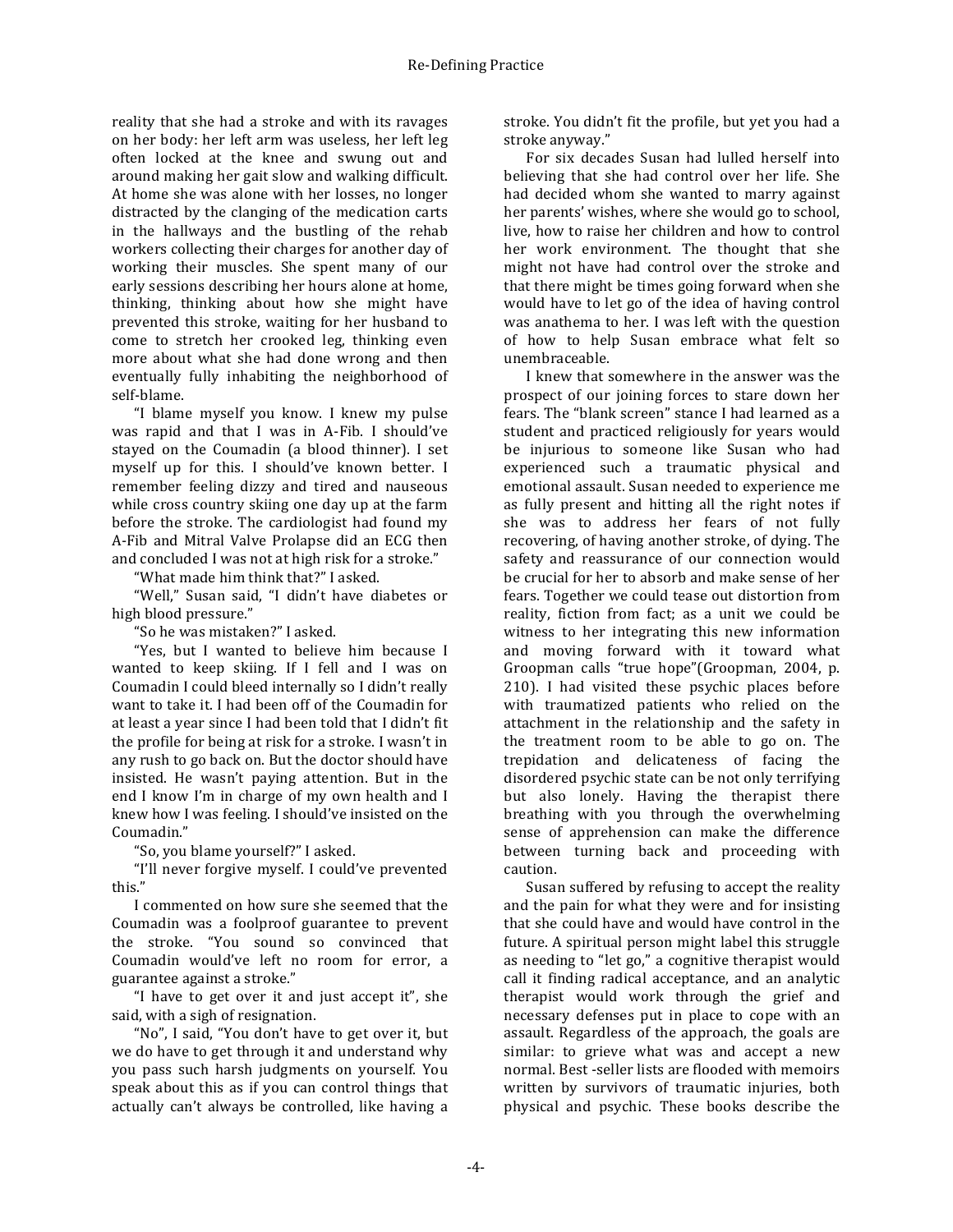reality that she had a stroke and with its ravages on her body: her left arm was useless, her left leg often locked at the knee and swung out and around making her gait slow and walking difficult. At home she was alone with her losses, no longer distracted by the clanging of the medication carts in the hallways and the bustling of the rehab workers collecting their charges for another day of working their muscles. She spent many of our early sessions describing her hours alone at home, thinking, thinking about how she might have prevented this stroke, waiting for her husband to come to stretch her crooked leg, thinking even more about what she had done wrong and then eventually fully inhabiting the neighborhood of self-blame.

"I blame myself you know. I knew my pulse was rapid and that I was in A-Fib. I should've stayed on the Coumadin (a blood thinner). I set myself up for this. I should've known better. I remember feeling dizzy and tired and nauseous while cross country skiing one day up at the farm before the stroke. The cardiologist had found my A-Fib and Mitral Valve Prolapse did an ECG then and concluded I was not at high risk for a stroke."

"What made him think that?" I asked.

"Well," Susan said, "I didn't have diabetes or high blood pressure."

"So he was mistaken?" I asked.

"Yes, but I wanted to believe him because I wanted to keep skiing. If I fell and I was on Coumadin I could bleed internally so I didn't really want to take it. I had been off of the Coumadin for at least a year since I had been told that I didn't fit the profile for being at risk for a stroke. I wasn't in any rush to go back on. But the doctor should have insisted. He wasn't paying attention. But in the end I know I'm in charge of my own health and I knew how I was feeling. I should've insisted on the Coumadin."

"So, you blame yourself?" I asked.

"I'll never forgive myself. I could've prevented this."

I commented on how sure she seemed that the Coumadin was a foolproof guarantee to prevent the stroke. "You sound so convinced that Coumadin would've left no room for error, a guarantee against a stroke."

"I have to get over it and just accept it", she said, with a sigh of resignation.

"No", I said, "You don't have to get over it, but we do have to get through it and understand why you pass such harsh judgments on yourself. You speak about this as if you can control things that actually can't always be controlled, like having a stroke. You didn't fit the profile, but yet you had a stroke anyway."

For six decades Susan had lulled herself into believing that she had control over her life. She had decided whom she wanted to marry against her parents' wishes, where she would go to school, live, how to raise her children and how to control her work environment. The thought that she might not have had control over the stroke and that there might be times going forward when she would have to let go of the idea of having control was anathema to her. I was left with the question of how to help Susan embrace what felt so unembraceable.

I knew that somewhere in the answer was the prospect of our joining forces to stare down her fears. The "blank screen" stance I had learned as a student and practiced religiously for years would be injurious to someone like Susan who had experienced such a traumatic physical and emotional assault. Susan needed to experience me as fully present and hitting all the right notes if she was to address her fears of not fully recovering, of having another stroke, of dying. The safety and reassurance of our connection would be crucial for her to absorb and make sense of her fears. Together we could tease out distortion from reality, fiction from fact; as a unit we could be witness to her integrating this new information and moving forward with it toward what Groopman calls "true hope"(Groopman, 2004, p. 210). I had visited these psychic places before with traumatized patients who relied on the attachment in the relationship and the safety in the treatment room to be able to go on. The trepidation and delicateness of facing the disordered psychic state can be not only terrifying but also lonely. Having the therapist there breathing with you through the overwhelming sense of apprehension can make the difference between turning back and proceeding with caution.

Susan suffered by refusing to accept the reality and the pain for what they were and for insisting that she could have and would have control in the future. A spiritual person might label this struggle as needing to "let go," a cognitive therapist would call it finding radical acceptance, and an analytic therapist would work through the grief and necessary defenses put in place to cope with an assault. Regardless of the approach, the goals are similar: to grieve what was and accept a new normal. Best -seller lists are flooded with memoirs written by survivors of traumatic injuries, both physical and psychic. These books describe the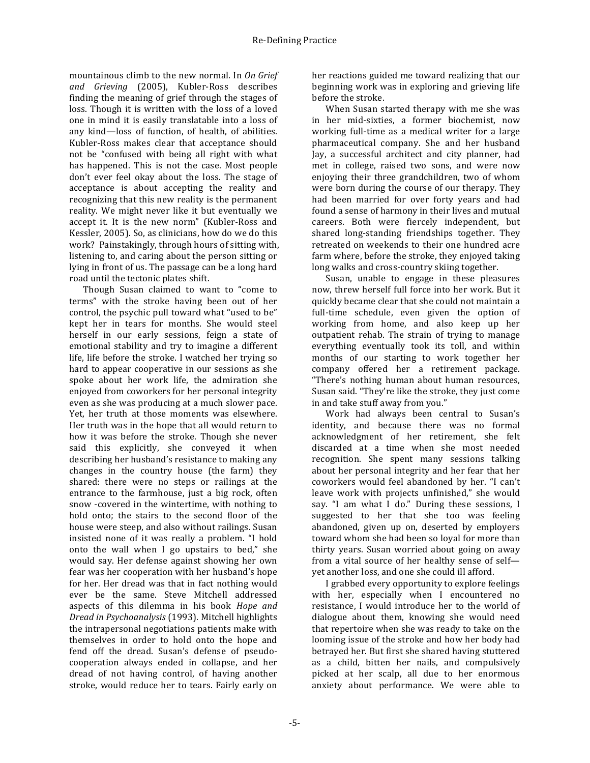mountainous climb to the new normal. In *On Grief and Grieving* (2005), Kubler-Ross describes finding the meaning of grief through the stages of loss. Though it is written with the loss of a loved one in mind it is easily translatable into a loss of any kind—loss of function, of health, of abilities. Kubler-Ross makes clear that acceptance should not be "confused with being all right with what has happened. This is not the case. Most people don't ever feel okay about the loss. The stage of acceptance is about accepting the reality and recognizing that this new reality is the permanent reality. We might never like it but eventually we accept it. It is the new norm" (Kubler-Ross and Kessler, 2005). So, as clinicians, how do we do this work? Painstakingly, through hours of sitting with, listening to, and caring about the person sitting or lying in front of us. The passage can be a long hard road until the tectonic plates shift.

Though Susan claimed to want to "come to terms" with the stroke having been out of her control, the psychic pull toward what "used to be" kept her in tears for months. She would steel herself in our early sessions, feign a state of emotional stability and try to imagine a different life, life before the stroke. I watched her trying so hard to appear cooperative in our sessions as she spoke about her work life, the admiration she enjoyed from coworkers for her personal integrity even as she was producing at a much slower pace. Yet, her truth at those moments was elsewhere. Her truth was in the hope that all would return to how it was before the stroke. Though she never said this explicitly, she conveyed it when describing her husband's resistance to making any changes in the country house (the farm) they shared: there were no steps or railings at the entrance to the farmhouse, just a big rock, often snow -covered in the wintertime, with nothing to hold onto; the stairs to the second floor of the house were steep, and also without railings. Susan insisted none of it was really a problem. "I hold onto the wall when I go upstairs to bed," she would say. Her defense against showing her own fear was her cooperation with her husband's hope for her. Her dread was that in fact nothing would ever be the same. Steve Mitchell addressed aspects of this dilemma in his book *Hope and Dread in Psychoanalysis* (1993). Mitchell highlights the intrapersonal negotiations patients make with themselves in order to hold onto the hope and fend off the dread. Susan's defense of pseudo-cooperation always ended in collapse, and her dread of not having control, of having another stroke, would reduce her to tears. Fairly early on her reactions guided me toward realizing that our beginning work was in exploring and grieving life before the stroke.

When Susan started therapy with me she was in her mid-sixties, a former biochemist, now working full-time as a medical writer for a large pharmaceutical company. She and her husband Jay, a successful architect and city planner, had met in college, raised two sons, and were now enjoying their three grandchildren, two of whom were born during the course of our therapy. They had been married for over forty years and had found a sense of harmony in their lives and mutual careers. Both were fiercely independent, but shared long-standing friendships together. They retreated on weekends to their one hundred acre farm where, before the stroke, they enjoyed taking long walks and cross-country skiing together.

Susan, unable to engage in these pleasures now, threw herself full force into her work. But it quickly became clear that she could not maintain a full-time schedule, even given the option of working from home, and also keep up her outpatient rehab. The strain of trying to manage everything eventually took its toll, and within months of our starting to work together her company offered her a retirement package. "There's nothing human about human resources, Susan said. "They're like the stroke, they just come in and take stuff away from you."

Work had always been central to Susan's identity, and because there was no formal acknowledgment of her retirement, she felt discarded at a time when she most needed recognition. She spent many sessions talking about her personal integrity and her fear that her coworkers would feel abandoned by her. "I can't leave work with projects unfinished," she would say. "I am what I do." During these sessions, I suggested to her that she too was feeling abandoned, given up on, deserted by employers toward whom she had been so loyal for more than thirty years. Susan worried about going on away from a vital source of her healthy sense of self—yet another loss, and one she could ill afford.

I grabbed every opportunity to explore feelings with her, especially when I encountered no resistance, I would introduce her to the world of dialogue about them, knowing she would need that repertoire when she was ready to take on the looming issue of the stroke and how her body had betrayed her. But first she shared having stuttered as a child, bitten her nails, and compulsively picked at her scalp, all due to her enormous anxiety about performance. We were able to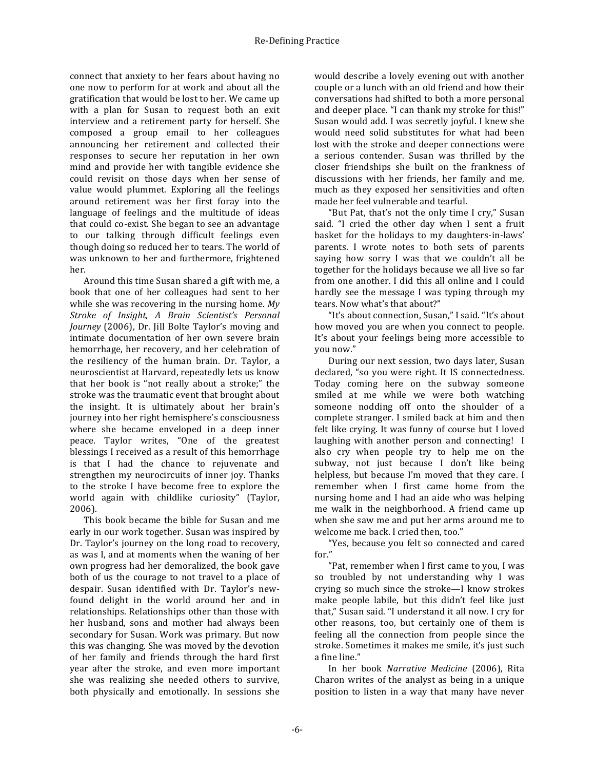connect that anxiety to her fears about having no one now to perform for at work and about all the gratification that would be lost to her. We came up with a plan for Susan to request both an exit interview and a retirement party for herself. She composed a group email to her colleagues announcing her retirement and collected their responses to secure her reputation in her own mind and provide her with tangible evidence she could revisit on those days when her sense of value would plummet. Exploring all the feelings around retirement was her first foray into the language of feelings and the multitude of ideas that could co-exist. She began to see an advantage to our talking through difficult feelings even though doing so reduced her to tears. The world of was unknown to her and furthermore, frightened her.

Around this time Susan shared a gift with me, a book that one of her colleagues had sent to her while she was recovering in the nursing home. *My Stroke of Insight, A Brain Scientist's Personal Journey* (2006), Dr. Jill Bolte Taylor's moving and intimate documentation of her own severe brain hemorrhage, her recovery, and her celebration of the resiliency of the human brain. Dr. Taylor, a neuroscientist at Harvard, repeatedly lets us know that her book is "not really about a stroke;" the stroke was the traumatic event that brought about the insight. It is ultimately about her brain's journey into her right hemisphere's consciousness where she became enveloped in a deep inner peace. Taylor writes, "One of the greatest blessings I received as a result of this hemorrhage is that I had the chance to rejuvenate and strengthen my neurocircuits of inner joy. Thanks to the stroke I have become free to explore the world again with childlike curiosity" (Taylor, 2006).

This book became the bible for Susan and me early in our work together. Susan was inspired by Dr. Taylor's journey on the long road to recovery, as was I, and at moments when the waning of her own progress had her demoralized, the book gave both of us the courage to not travel to a place of despair. Susan identified with Dr. Taylor's new-found delight in the world around her and in relationships. Relationships other than those with her husband, sons and mother had always been secondary for Susan. Work was primary. But now this was changing. She was moved by the devotion of her family and friends through the hard first year after the stroke, and even more important she was realizing she needed others to survive, both physically and emotionally. In sessions she would describe a lovely evening out with another couple or a lunch with an old friend and how their conversations had shifted to both a more personal and deeper place. "I can thank my stroke for this!" Susan would add. I was secretly joyful. I knew she would need solid substitutes for what had been lost with the stroke and deeper connections were a serious contender. Susan was thrilled by the closer friendships she built on the frankness of discussions with her friends, her family and me, much as they exposed her sensitivities and often made her feel vulnerable and tearful.

"But Pat, that's not the only time I cry," Susan said. "I cried the other day when I sent a fruit basket for the holidays to my daughters-in-laws' parents. I wrote notes to both sets of parents saying how sorry I was that we couldn't all be together for the holidays because we all live so far from one another. I did this all online and I could hardly see the message I was typing through my tears. Now what's that about?"

"It's about connection, Susan," I said. "It's about how moved you are when you connect to people. It's about your feelings being more accessible to you now."

During our next session, two days later, Susan declared, "so you were right. It IS connectedness. Today coming here on the subway someone smiled at me while we were both watching someone nodding off onto the shoulder of a complete stranger. I smiled back at him and then felt like crying. It was funny of course but I loved laughing with another person and connecting! I also cry when people try to help me on the subway, not just because I don't like being helpless, but because I'm moved that they care. I remember when I first came home from the nursing home and I had an aide who was helping me walk in the neighborhood. A friend came up when she saw me and put her arms around me to welcome me back. I cried then, too."

"Yes, because you felt so connected and cared for."

"Pat, remember when I first came to you, I was so troubled by not understanding why I was crying so much since the stroke—I know strokes make people labile, but this didn't feel like just that," Susan said. "I understand it all now. I cry for other reasons, too, but certainly one of them is feeling all the connection from people since the stroke. Sometimes it makes me smile, it's just such a fine line."

In her book *Narrative Medicine* (2006), Rita Charon writes of the analyst as being in a unique position to listen in a way that many have never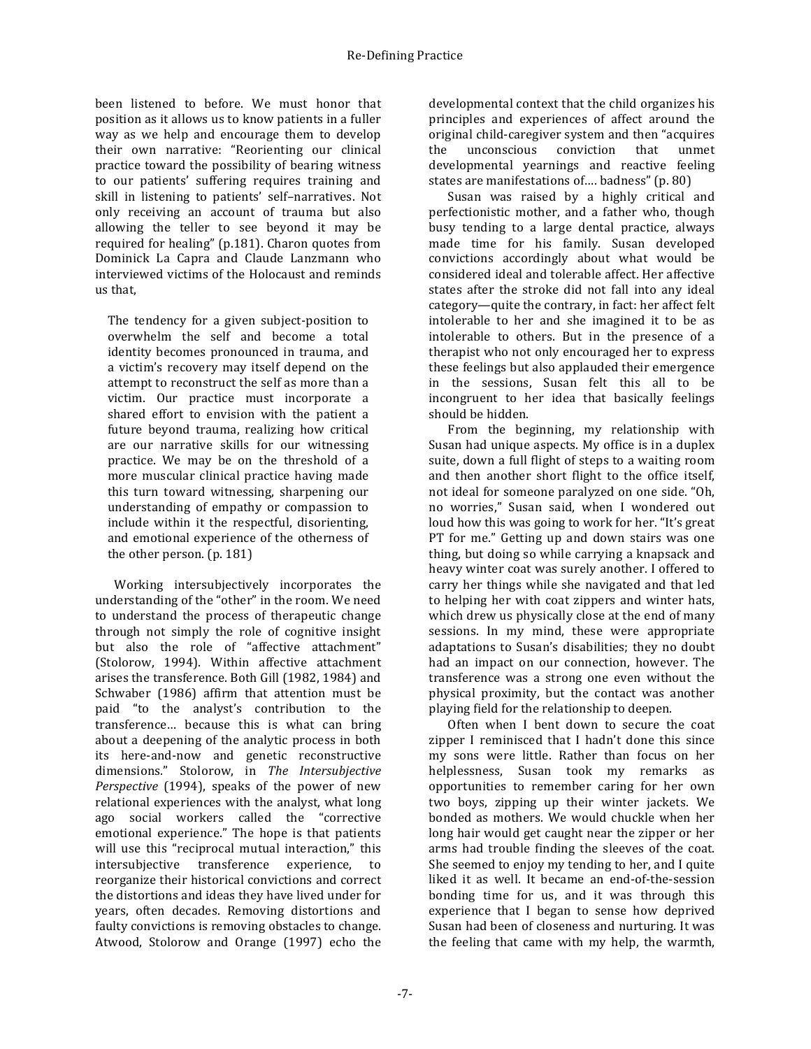been listened to before. We must honor that position as it allows us to know patients in a fuller way as we help and encourage them to develop their own narrative: "Reorienting our clinical practice toward the possibility of bearing witness to our patients' suffering requires training and skill in listening to patients' self–narratives. Not only receiving an account of trauma but also allowing the teller to see beyond it may be required for healing" (p.181). Charon quotes from Dominick La Capra and Claude Lanzmann who interviewed victims of the Holocaust and reminds us that,

> The tendency for a given subject-position to overwhelm the self and become a total identity becomes pronounced in trauma, and a victim's recovery may itself depend on the attempt to reconstruct the self as more than a victim. Our practice must incorporate a shared effort to envision with the patient a future beyond trauma, realizing how critical are our narrative skills for our witnessing practice. We may be on the threshold of a more muscular clinical practice having made this turn toward witnessing, sharpening our understanding of empathy or compassion to include within it the respectful, disorienting, and emotional experience of the otherness of the other person. (p. 181)

Working intersubjectively incorporates the understanding of the "other" in the room. We need to understand the process of therapeutic change through not simply the role of cognitive insight but also the role of "affective attachment" (Stolorow, 1994). Within affective attachment arises the transference. Both Gill (1982, 1984) and Schwaber (1986) affirm that attention must be paid "to the analyst's contribution to the transference… because this is what can bring about a deepening of the analytic process in both its here-and-now and genetic reconstructive dimensions." Stolorow, in *The Intersubjective Perspective* (1994), speaks of the power of new relational experiences with the analyst, what long ago social workers called the "corrective emotional experience." The hope is that patients will use this "reciprocal mutual interaction," this intersubjective transference experience, to reorganize their historical convictions and correct the distortions and ideas they have lived under for years, often decades. Removing distortions and faulty convictions is removing obstacles to change. Atwood, Stolorow and Orange (1997) echo the developmental context that the child organizes his principles and experiences of affect around the original child-caregiver system and then "acquires the unconscious conviction that unmet developmental yearnings and reactive feeling states are manifestations of…. badness" (p. 80)

Susan was raised by a highly critical and perfectionistic mother, and a father who, though busy tending to a large dental practice, always made time for his family. Susan developed convictions accordingly about what would be considered ideal and tolerable affect. Her affective states after the stroke did not fall into any ideal category—quite the contrary, in fact: her affect felt intolerable to her and she imagined it to be as intolerable to others. But in the presence of a therapist who not only encouraged her to express these feelings but also applauded their emergence in the sessions, Susan felt this all to be incongruent to her idea that basically feelings should be hidden.

From the beginning, my relationship with Susan had unique aspects. My office is in a duplex suite, down a full flight of steps to a waiting room and then another short flight to the office itself, not ideal for someone paralyzed on one side. "Oh, no worries," Susan said, when I wondered out loud how this was going to work for her. "It's great PT for me." Getting up and down stairs was one thing, but doing so while carrying a knapsack and heavy winter coat was surely another. I offered to carry her things while she navigated and that led to helping her with coat zippers and winter hats, which drew us physically close at the end of many sessions. In my mind, these were appropriate adaptations to Susan's disabilities; they no doubt had an impact on our connection, however. The transference was a strong one even without the physical proximity, but the contact was another playing field for the relationship to deepen.

Often when I bent down to secure the coat zipper I reminisced that I hadn't done this since my sons were little. Rather than focus on her helplessness, Susan took my remarks as opportunities to remember caring for her own two boys, zipping up their winter jackets. We bonded as mothers. We would chuckle when her long hair would get caught near the zipper or her arms had trouble finding the sleeves of the coat. She seemed to enjoy my tending to her, and I quite liked it as well. It became an end-of-the-session bonding time for us, and it was through this experience that I began to sense how deprived Susan had been of closeness and nurturing. It was the feeling that came with my help, the warmth,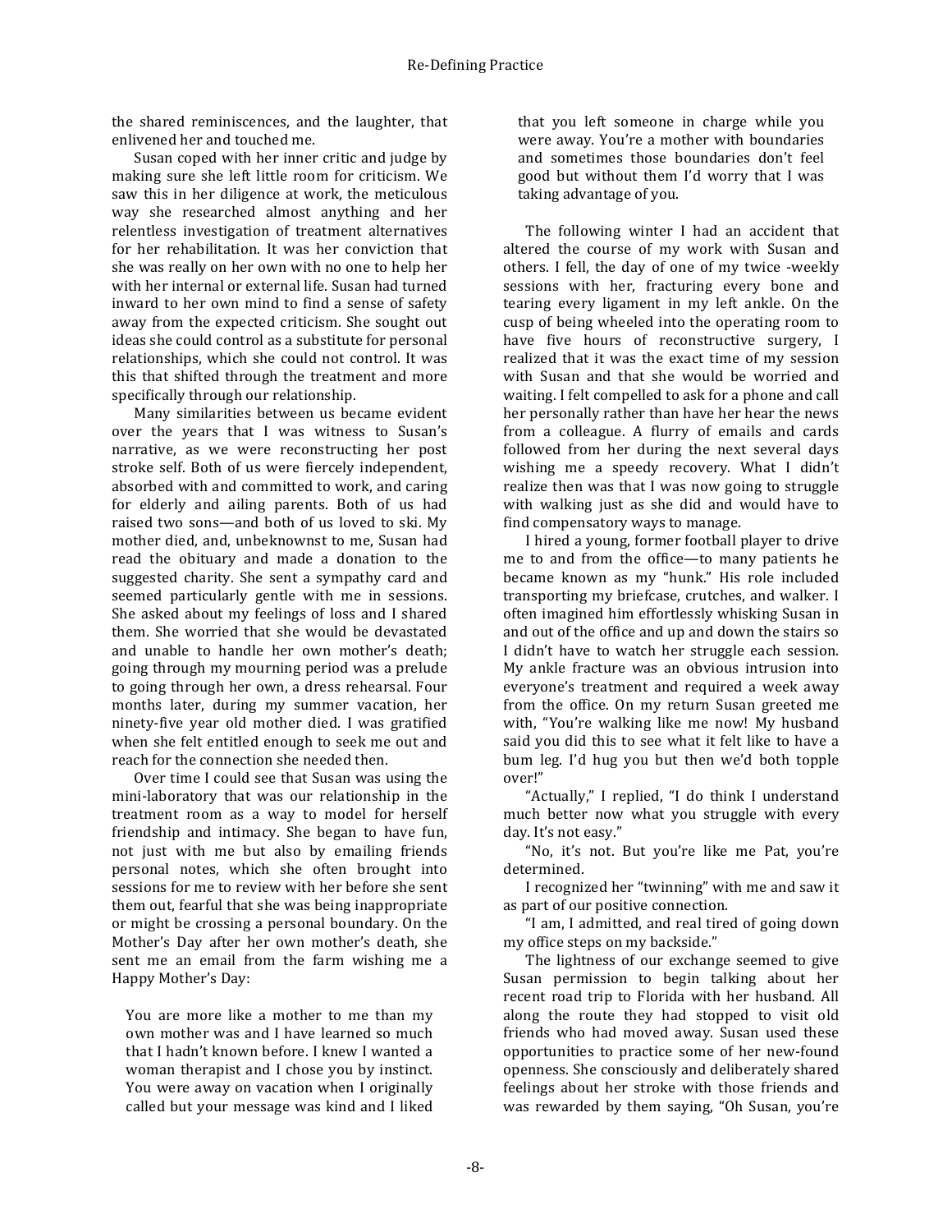the shared reminiscences, and the laughter, that enlivened her and touched me.

Susan coped with her inner critic and judge by making sure she left little room for criticism. We saw this in her diligence at work, the meticulous way she researched almost anything and her relentless investigation of treatment alternatives for her rehabilitation. It was her conviction that she was really on her own with no one to help her with her internal or external life. Susan had turned inward to her own mind to find a sense of safety away from the expected criticism. She sought out ideas she could control as a substitute for personal relationships, which she could not control. It was this that shifted through the treatment and more specifically through our relationship.

Many similarities between us became evident over the years that I was witness to Susan's narrative, as we were reconstructing her post stroke self. Both of us were fiercely independent, absorbed with and committed to work, and caring for elderly and ailing parents. Both of us had raised two sons—and both of us loved to ski. My mother died, and, unbeknownst to me, Susan had read the obituary and made a donation to the suggested charity. She sent a sympathy card and seemed particularly gentle with me in sessions. She asked about my feelings of loss and I shared them. She worried that she would be devastated and unable to handle her own mother's death; going through my mourning period was a prelude to going through her own, a dress rehearsal. Four months later, during my summer vacation, her ninety-five year old mother died. I was gratified when she felt entitled enough to seek me out and reach for the connection she needed then.

Over time I could see that Susan was using the mini-laboratory that was our relationship in the treatment room as a way to model for herself friendship and intimacy. She began to have fun, not just with me but also by emailing friends personal notes, which she often brought into sessions for me to review with her before she sent them out, fearful that she was being inappropriate or might be crossing a personal boundary. On the Mother's Day after her own mother's death, she sent me an email from the farm wishing me a Happy Mother's Day:

> You are more like a mother to me than my own mother was and I have learned so much that I hadn't known before. I knew I wanted a woman therapist and I chose you by instinct. You were away on vacation when I originally called but your message was kind and I liked that you left someone in charge while you were away. You're a mother with boundaries and sometimes those boundaries don't feel good but without them I'd worry that I was taking advantage of you.

The following winter I had an accident that altered the course of my work with Susan and others. I fell, the day of one of my twice -weekly sessions with her, fracturing every bone and tearing every ligament in my left ankle. On the cusp of being wheeled into the operating room to have five hours of reconstructive surgery, I realized that it was the exact time of my session with Susan and that she would be worried and waiting. I felt compelled to ask for a phone and call her personally rather than have her hear the news from a colleague. A flurry of emails and cards followed from her during the next several days wishing me a speedy recovery. What I didn't realize then was that I was now going to struggle with walking just as she did and would have to find compensatory ways to manage.

I hired a young, former football player to drive me to and from the office—to many patients he became known as my "hunk." His role included transporting my briefcase, crutches, and walker. I often imagined him effortlessly whisking Susan in and out of the office and up and down the stairs so I didn't have to watch her struggle each session. My ankle fracture was an obvious intrusion into everyone's treatment and required a week away from the office. On my return Susan greeted me with, "You're walking like me now! My husband said you did this to see what it felt like to have a bum leg. I'd hug you but then we'd both topple over!"

"Actually," I replied, "I do think I understand much better now what you struggle with every day. It's not easy."

"No, it's not. But you're like me Pat, you're determined.

I recognized her "twinning" with me and saw it as part of our positive connection.

"I am, I admitted, and real tired of going down my office steps on my backside."

The lightness of our exchange seemed to give Susan permission to begin talking about her recent road trip to Florida with her husband. All along the route they had stopped to visit old friends who had moved away. Susan used these opportunities to practice some of her new-found openness. She consciously and deliberately shared feelings about her stroke with those friends and was rewarded by them saying, "Oh Susan, you're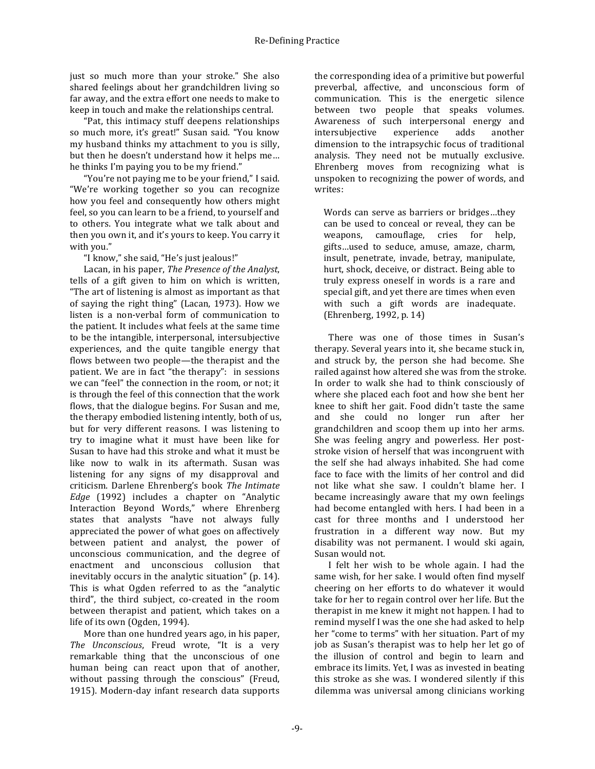just so much more than your stroke." She also shared feelings about her grandchildren living so far away, and the extra effort one needs to make to keep in touch and make the relationships central.

"Pat, this intimacy stuff deepens relationships so much more, it's great!" Susan said. "You know my husband thinks my attachment to you is silly, but then he doesn't understand how it helps me… he thinks I'm paying you to be my friend."

"You're not paying me to be your friend," I said. "We're working together so you can recognize how you feel and consequently how others might feel, so you can learn to be a friend, to yourself and to others. You integrate what we talk about and then you own it, and it's yours to keep. You carry it with you."

"I know," she said, "He's just jealous!"

Lacan, in his paper, *The Presence of the Analyst*, tells of a gift given to him on which is written, "The art of listening is almost as important as that of saying the right thing" (Lacan, 1973). How we listen is a non-verbal form of communication to the patient. It includes what feels at the same time to be the intangible, interpersonal, intersubjective experiences, and the quite tangible energy that flows between two people—the therapist and the patient. We are in fact "the therapy": in sessions we can "feel" the connection in the room, or not; it is through the feel of this connection that the work flows, that the dialogue begins. For Susan and me, the therapy embodied listening intently, both of us, but for very different reasons. I was listening to try to imagine what it must have been like for Susan to have had this stroke and what it must be like now to walk in its aftermath. Susan was listening for any signs of my disapproval and criticism. Darlene Ehrenberg's book *The Intimate Edge* (1992) includes a chapter on "Analytic Interaction Beyond Words," where Ehrenberg states that analysts "have not always fully appreciated the power of what goes on affectively between patient and analyst, the power of unconscious communication, and the degree of enactment and unconscious collusion that inevitably occurs in the analytic situation" (p. 14). This is what Ogden referred to as the "analytic third", the third subject, co-created in the room between therapist and patient, which takes on a life of its own (Ogden, 1994).

More than one hundred years ago, in his paper, *The Unconscious*, Freud wrote, "It is a very remarkable thing that the unconscious of one human being can react upon that of another, without passing through the conscious" (Freud, 1915). Modern-day infant research data supports the corresponding idea of a primitive but powerful preverbal, affective, and unconscious form of communication. This is the energetic silence between two people that speaks volumes. Awareness of such interpersonal energy and intersubjective experience adds another dimension to the intrapsychic focus of traditional analysis. They need not be mutually exclusive. Ehrenberg moves from recognizing what is unspoken to recognizing the power of words, and writes:

> Words can serve as barriers or bridges…they can be used to conceal or reveal, they can be weapons, camouflage, cries for help, gifts…used to seduce, amuse, amaze, charm, insult, penetrate, invade, betray, manipulate, hurt, shock, deceive, or distract. Being able to truly express oneself in words is a rare and special gift, and yet there are times when even with such a gift words are inadequate. (Ehrenberg, 1992, p. 14)

There was one of those times in Susan's therapy. Several years into it, she became stuck in, and struck by, the person she had become. She railed against how altered she was from the stroke. In order to walk she had to think consciously of where she placed each foot and how she bent her knee to shift her gait. Food didn't taste the same and she could no longer run after her grandchildren and scoop them up into her arms. She was feeling angry and powerless. Her post-stroke vision of herself that was incongruent with the self she had always inhabited. She had come face to face with the limits of her control and did not like what she saw. I couldn't blame her. I became increasingly aware that my own feelings had become entangled with hers. I had been in a cast for three months and I understood her frustration in a different way now. But my disability was not permanent. I would ski again, Susan would not.

I felt her wish to be whole again. I had the same wish, for her sake. I would often find myself cheering on her efforts to do whatever it would take for her to regain control over her life. But the therapist in me knew it might not happen. I had to remind myself I was the one she had asked to help her "come to terms" with her situation. Part of my job as Susan's therapist was to help her let go of the illusion of control and begin to learn and embrace its limits. Yet, I was as invested in beating this stroke as she was. I wondered silently if this dilemma was universal among clinicians working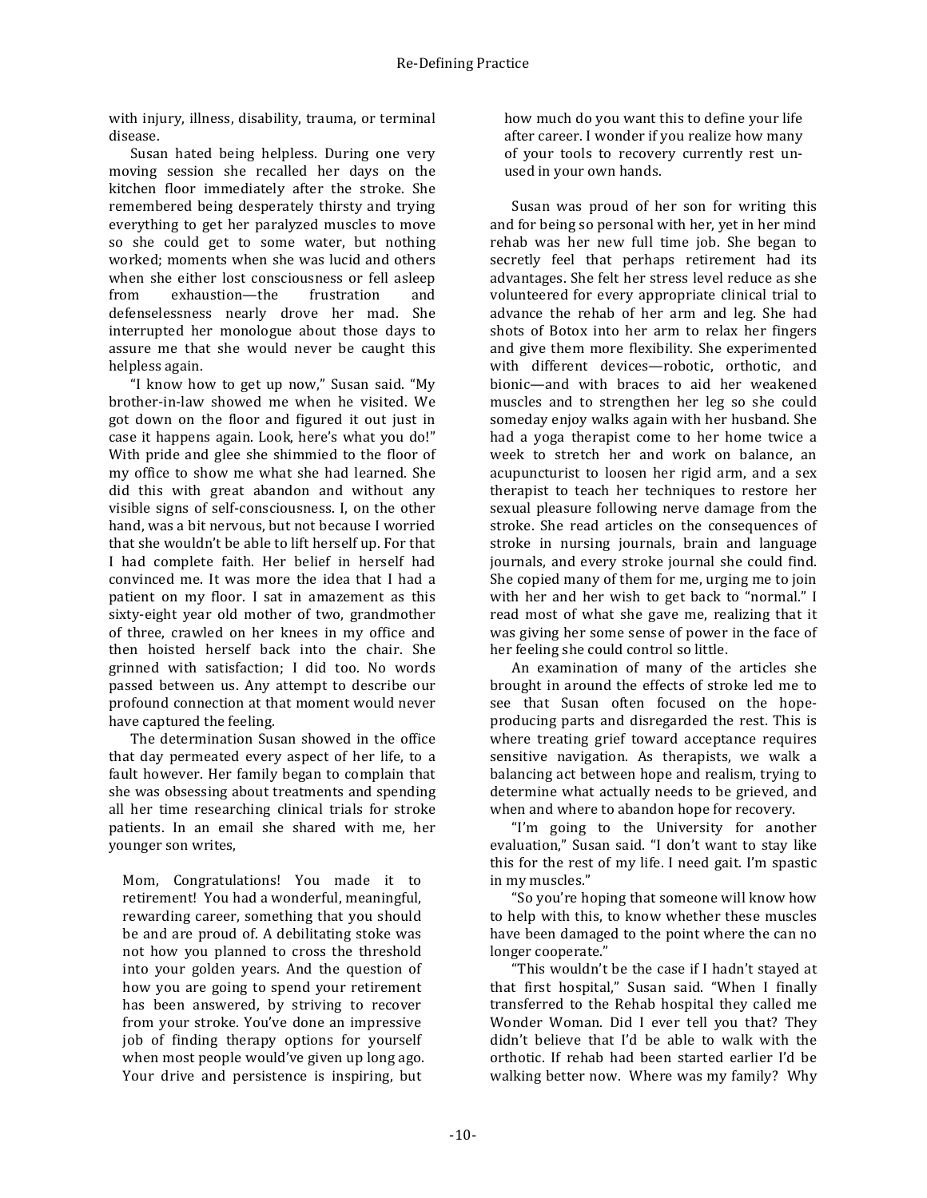with injury, illness, disability, trauma, or terminal disease.

Susan hated being helpless. During one very moving session she recalled her days on the kitchen floor immediately after the stroke. She remembered being desperately thirsty and trying everything to get her paralyzed muscles to move so she could get to some water, but nothing worked; moments when she was lucid and others when she either lost consciousness or fell asleep from exhaustion—the frustration and defenselessness nearly drove her mad. She interrupted her monologue about those days to assure me that she would never be caught this helpless again.

"I know how to get up now," Susan said. "My brother-in-law showed me when he visited. We got down on the floor and figured it out just in case it happens again. Look, here's what you do!" With pride and glee she shimmied to the floor of my office to show me what she had learned. She did this with great abandon and without any visible signs of self-consciousness. I, on the other hand, was a bit nervous, but not because I worried that she wouldn't be able to lift herself up. For that I had complete faith. Her belief in herself had convinced me. It was more the idea that I had a patient on my floor. I sat in amazement as this sixty-eight year old mother of two, grandmother of three, crawled on her knees in my office and then hoisted herself back into the chair. She grinned with satisfaction; I did too. No words passed between us. Any attempt to describe our profound connection at that moment would never have captured the feeling.

The determination Susan showed in the office that day permeated every aspect of her life, to a fault however. Her family began to complain that she was obsessing about treatments and spending all her time researching clinical trials for stroke patients. In an email she shared with me, her younger son writes,

> Mom, Congratulations! You made it to retirement! You had a wonderful, meaningful, rewarding career, something that you should be and are proud of. A debilitating stoke was not how you planned to cross the threshold into your golden years. And the question of how you are going to spend your retirement has been answered, by striving to recover from your stroke. You've done an impressive job of finding therapy options for yourself when most people would've given up long ago. Your drive and persistence is inspiring, but how much do you want this to define your life after career. I wonder if you realize how many of your tools to recovery currently rest unused in your own hands.

Susan was proud of her son for writing this and for being so personal with her, yet in her mind rehab was her new full time job. She began to secretly feel that perhaps retirement had its advantages. She felt her stress level reduce as she volunteered for every appropriate clinical trial to advance the rehab of her arm and leg. She had shots of Botox into her arm to relax her fingers and give them more flexibility. She experimented with different devices—robotic, orthotic, and bionic—and with braces to aid her weakened muscles and to strengthen her leg so she could someday enjoy walks again with her husband. She had a yoga therapist come to her home twice a week to stretch her and work on balance, an acupuncturist to loosen her rigid arm, and a sex therapist to teach her techniques to restore her sexual pleasure following nerve damage from the stroke. She read articles on the consequences of stroke in nursing journals, brain and language journals, and every stroke journal she could find. She copied many of them for me, urging me to join with her and her wish to get back to "normal." I read most of what she gave me, realizing that it was giving her some sense of power in the face of her feeling she could control so little.

An examination of many of the articles she brought in around the effects of stroke led me to see that Susan often focused on the hope-producing parts and disregarded the rest. This is where treating grief toward acceptance requires sensitive navigation. As therapists, we walk a balancing act between hope and realism, trying to determine what actually needs to be grieved, and when and where to abandon hope for recovery.

"I'm going to the University for another evaluation," Susan said. "I don't want to stay like this for the rest of my life. I need gait. I'm spastic in my muscles."

"So you're hoping that someone will know how to help with this, to know whether these muscles have been damaged to the point where the can no longer cooperate."

"This wouldn't be the case if I hadn't stayed at that first hospital," Susan said. "When I finally transferred to the Rehab hospital they called me Wonder Woman. Did I ever tell you that? They didn't believe that I'd be able to walk with the orthotic. If rehab had been started earlier I'd be walking better now. Where was my family? Why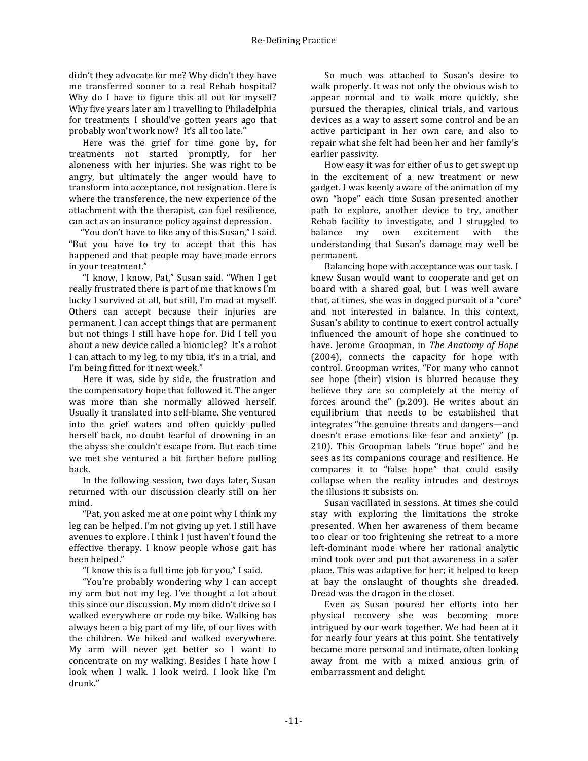didn't they advocate for me? Why didn't they have me transferred sooner to a real Rehab hospital? Why do I have to figure this all out for myself? Why five years later am I travelling to Philadelphia for treatments I should've gotten years ago that probably won't work now? It's all too late."

Here was the grief for time gone by, for treatments not started promptly, for her aloneness with her injuries. She was right to be angry, but ultimately the anger would have to transform into acceptance, not resignation. Here is where the transference, the new experience of the attachment with the therapist, can fuel resilience, can act as an insurance policy against depression.

"You don't have to like any of this Susan," I said. "But you have to try to accept that this has happened and that people may have made errors in your treatment."

"I know, I know, Pat," Susan said. "When I get really frustrated there is part of me that knows I'm lucky I survived at all, but still, I'm mad at myself. Others can accept because their injuries are permanent. I can accept things that are permanent but not things I still have hope for. Did I tell you about a new device called a bionic leg? It's a robot I can attach to my leg, to my tibia, it's in a trial, and I'm being fitted for it next week."

Here it was, side by side, the frustration and the compensatory hope that followed it. The anger was more than she normally allowed herself. Usually it translated into self-blame. She ventured into the grief waters and often quickly pulled herself back, no doubt fearful of drowning in an the abyss she couldn't escape from. But each time we met she ventured a bit farther before pulling back.

In the following session, two days later, Susan returned with our discussion clearly still on her mind.

"Pat, you asked me at one point why I think my leg can be helped. I'm not giving up yet. I still have avenues to explore. I think I just haven't found the effective therapy. I know people whose gait has been helped."

"I know this is a full time job for you," I said.

"You're probably wondering why I can accept my arm but not my leg. I've thought a lot about this since our discussion. My mom didn't drive so I walked everywhere or rode my bike. Walking has always been a big part of my life, of our lives with the children. We hiked and walked everywhere. My arm will never get better so I want to concentrate on my walking. Besides I hate how I look when I walk. I look weird. I look like I'm drunk."

So much was attached to Susan's desire to walk properly. It was not only the obvious wish to appear normal and to walk more quickly, she pursued the therapies, clinical trials, and various devices as a way to assert some control and be an active participant in her own care, and also to repair what she felt had been her and her family's earlier passivity.

How easy it was for either of us to get swept up in the excitement of a new treatment or new gadget. I was keenly aware of the animation of my own "hope" each time Susan presented another path to explore, another device to try, another Rehab facility to investigate, and I struggled to balance my own excitement with the understanding that Susan's damage may well be permanent.

Balancing hope with acceptance was our task. I knew Susan would want to cooperate and get on board with a shared goal, but I was well aware that, at times, she was in dogged pursuit of a "cure" and not interested in balance. In this context, Susan's ability to continue to exert control actually influenced the amount of hope she continued to have. Jerome Groopman, in *The Anatomy of Hope* (2004), connects the capacity for hope with control. Groopman writes, "For many who cannot see hope (their) vision is blurred because they believe they are so completely at the mercy of forces around the" (p.209). He writes about an equilibrium that needs to be established that integrates "the genuine threats and dangers—and doesn't erase emotions like fear and anxiety" (p. 210). This Groopman labels "true hope" and he sees as its companions courage and resilience. He compares it to "false hope" that could easily collapse when the reality intrudes and destroys the illusions it subsists on.

Susan vacillated in sessions. At times she could stay with exploring the limitations the stroke presented. When her awareness of them became too clear or too frightening she retreat to a more left-dominant mode where her rational analytic mind took over and put that awareness in a safer place. This was adaptive for her; it helped to keep at bay the onslaught of thoughts she dreaded. Dread was the dragon in the closet.

Even as Susan poured her efforts into her physical recovery she was becoming more intrigued by our work together. We had been at it for nearly four years at this point. She tentatively became more personal and intimate, often looking away from me with a mixed anxious grin of embarrassment and delight.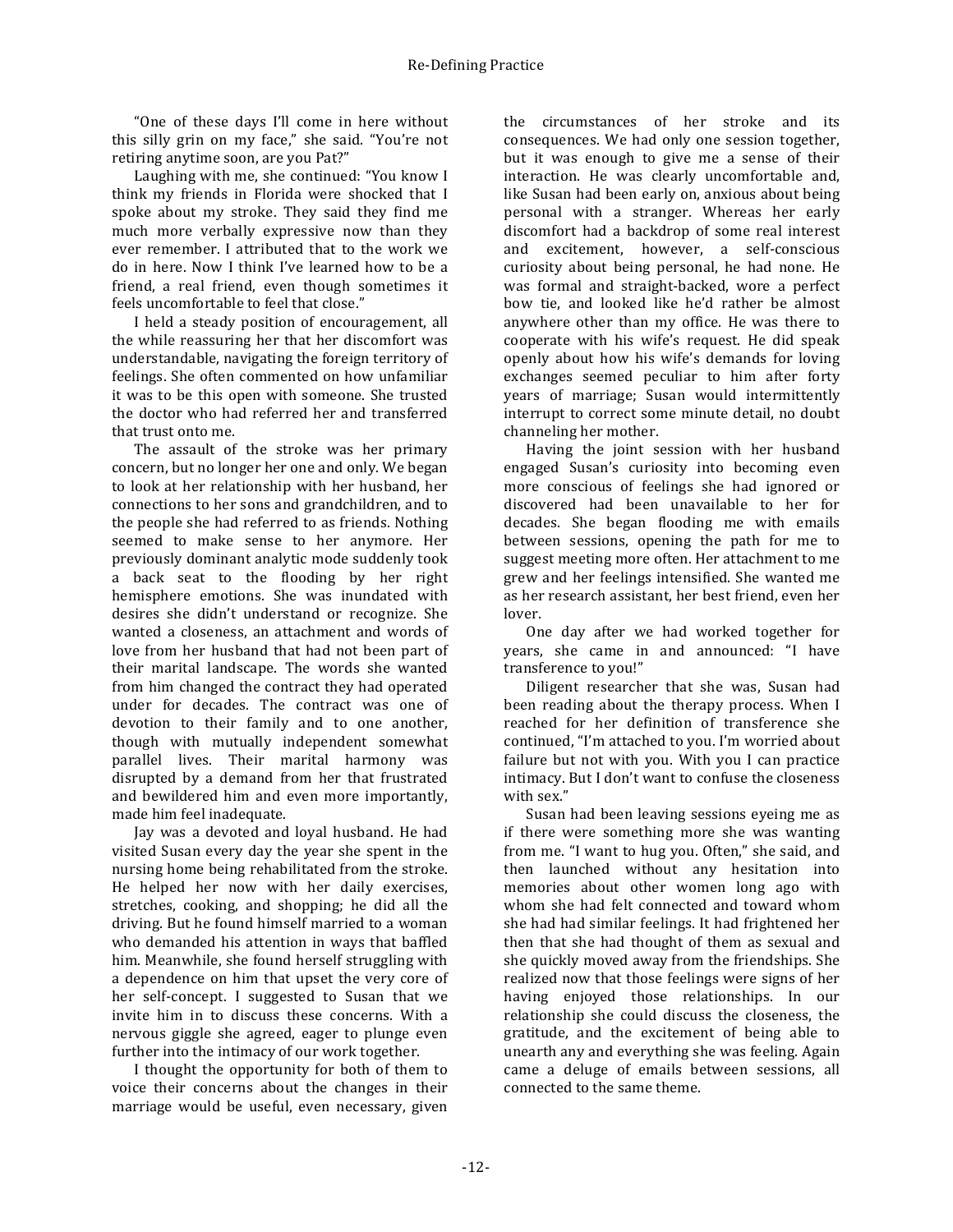"One of these days I'll come in here without this silly grin on my face," she said. "You're not retiring anytime soon, are you Pat?"

Laughing with me, she continued: "You know I think my friends in Florida were shocked that I spoke about my stroke. They said they find me much more verbally expressive now than they ever remember. I attributed that to the work we do in here. Now I think I've learned how to be a friend, a real friend, even though sometimes it feels uncomfortable to feel that close."

I held a steady position of encouragement, all the while reassuring her that her discomfort was understandable, navigating the foreign territory of feelings. She often commented on how unfamiliar it was to be this open with someone. She trusted the doctor who had referred her and transferred that trust onto me.

The assault of the stroke was her primary concern, but no longer her one and only. We began to look at her relationship with her husband, her connections to her sons and grandchildren, and to the people she had referred to as friends. Nothing seemed to make sense to her anymore. Her previously dominant analytic mode suddenly took a back seat to the flooding by her right hemisphere emotions. She was inundated with desires she didn't understand or recognize. She wanted a closeness, an attachment and words of love from her husband that had not been part of their marital landscape. The words she wanted from him changed the contract they had operated under for decades. The contract was one of devotion to their family and to one another, though with mutually independent somewhat parallel lives. Their marital harmony was disrupted by a demand from her that frustrated and bewildered him and even more importantly, made him feel inadequate.

Jay was a devoted and loyal husband. He had visited Susan every day the year she spent in the nursing home being rehabilitated from the stroke. He helped her now with her daily exercises, stretches, cooking, and shopping; he did all the driving. But he found himself married to a woman who demanded his attention in ways that baffled him. Meanwhile, she found herself struggling with a dependence on him that upset the very core of her self-concept. I suggested to Susan that we invite him in to discuss these concerns. With a nervous giggle she agreed, eager to plunge even further into the intimacy of our work together.

I thought the opportunity for both of them to voice their concerns about the changes in their marriage would be useful, even necessary, given the circumstances of her stroke and its consequences. We had only one session together, but it was enough to give me a sense of their interaction. He was clearly uncomfortable and, like Susan had been early on, anxious about being personal with a stranger. Whereas her early discomfort had a backdrop of some real interest and excitement, however, a self-conscious curiosity about being personal, he had none. He was formal and straight-backed, wore a perfect bow tie, and looked like he'd rather be almost anywhere other than my office. He was there to cooperate with his wife's request. He did speak openly about how his wife's demands for loving exchanges seemed peculiar to him after forty years of marriage; Susan would intermittently interrupt to correct some minute detail, no doubt channeling her mother.

Having the joint session with her husband engaged Susan's curiosity into becoming even more conscious of feelings she had ignored or discovered had been unavailable to her for decades. She began flooding me with emails between sessions, opening the path for me to suggest meeting more often. Her attachment to me grew and her feelings intensified. She wanted me as her research assistant, her best friend, even her lover.

One day after we had worked together for years, she came in and announced: "I have transference to you!"

Diligent researcher that she was, Susan had been reading about the therapy process. When I reached for her definition of transference she continued, "I'm attached to you. I'm worried about failure but not with you. With you I can practice intimacy. But I don't want to confuse the closeness with sex."

Susan had been leaving sessions eyeing me as if there were something more she was wanting from me. "I want to hug you. Often," she said, and then launched without any hesitation into memories about other women long ago with whom she had had felt connected and toward whom she had had similar feelings. It had frightened her then that she had thought of them as sexual and she quickly moved away from the friendships. She realized now that those feelings were signs of her having enjoyed those relationships. In our relationship she could discuss the closeness, the gratitude, and the excitement of being able to unearth any and everything she was feeling. Again came a deluge of emails between sessions, all connected to the same theme.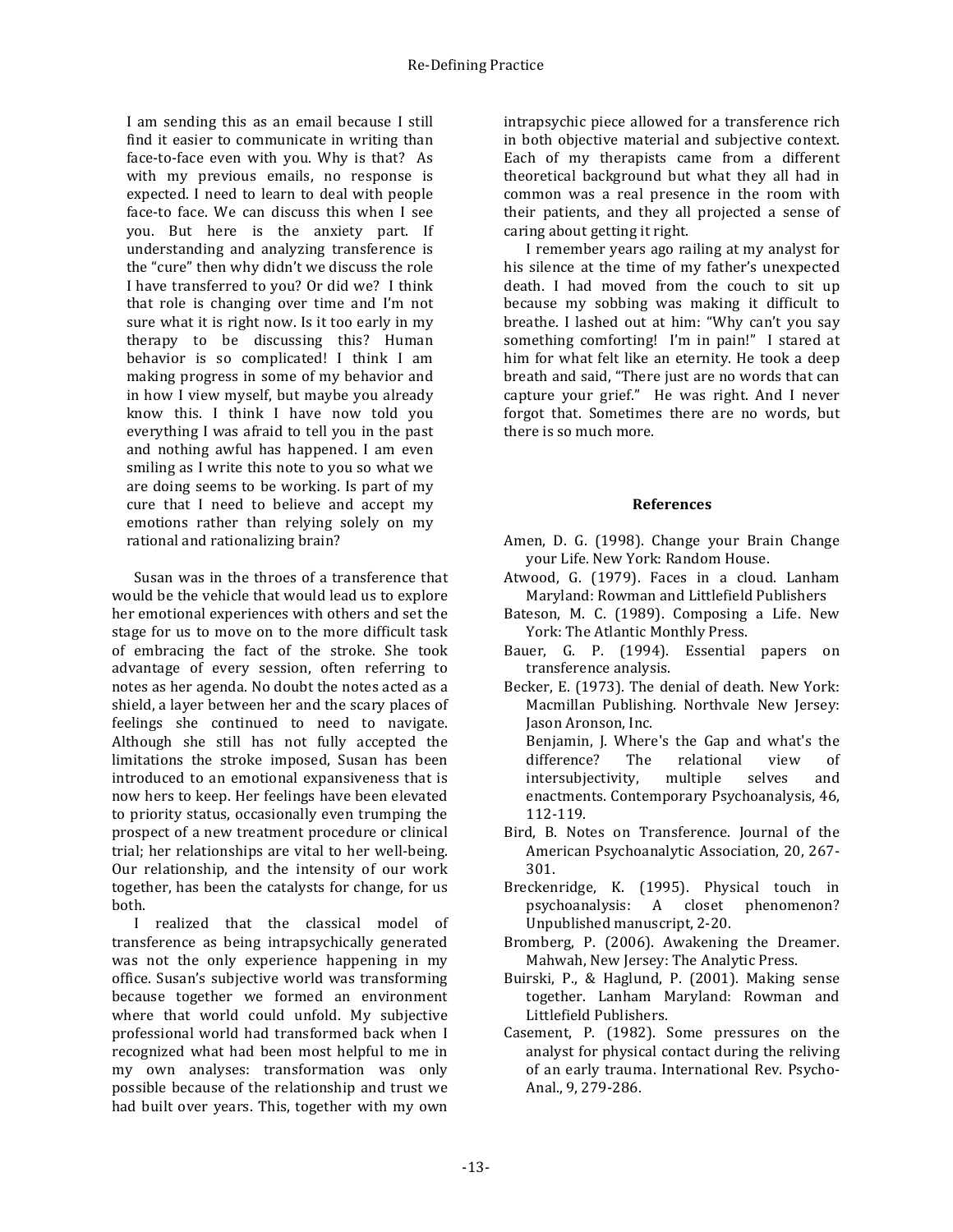I am sending this as an email because I still find it easier to communicate in writing than face-to-face even with you. Why is that? As with my previous emails, no response is expected. I need to learn to deal with people face-to face. We can discuss this when I see you. But here is the anxiety part. If understanding and analyzing transference is the "cure" then why didn't we discuss the role I have transferred to you? Or did we? I think that role is changing over time and I'm not sure what it is right now. Is it too early in my therapy to be discussing this? Human behavior is so complicated! I think I am making progress in some of my behavior and in how I view myself, but maybe you already know this. I think I have now told you everything I was afraid to tell you in the past and nothing awful has happened. I am even smiling as I write this note to you so what we are doing seems to be working. Is part of my cure that I need to believe and accept my emotions rather than relying solely on my rational and rationalizing brain?

Susan was in the throes of a transference that would be the vehicle that would lead us to explore her emotional experiences with others and set the stage for us to move on to the more difficult task of embracing the fact of the stroke. She took advantage of every session, often referring to notes as her agenda. No doubt the notes acted as a shield, a layer between her and the scary places of feelings she continued to need to navigate. Although she still has not fully accepted the limitations the stroke imposed, Susan has been introduced to an emotional expansiveness that is now hers to keep. Her feelings have been elevated to priority status, occasionally even trumping the prospect of a new treatment procedure or clinical trial; her relationships are vital to her well-being. Our relationship, and the intensity of our work together, has been the catalysts for change, for us both.

I realized that the classical model of transference as being intrapsychically generated was not the only experience happening in my office. Susan's subjective world was transforming because together we formed an environment where that world could unfold. My subjective professional world had transformed back when I recognized what had been most helpful to me in my own analyses: transformation was only possible because of the relationship and trust we had built over years. This, together with my own intrapsychic piece allowed for a transference rich in both objective material and subjective context. Each of my therapists came from a different theoretical background but what they all had in common was a real presence in the room with their patients, and they all projected a sense of caring about getting it right.

I remember years ago railing at my analyst for his silence at the time of my father's unexpected death. I had moved from the couch to sit up because my sobbing was making it difficult to breathe. I lashed out at him: "Why can't you say something comforting! I'm in pain!" I stared at him for what felt like an eternity. He took a deep breath and said, "There just are no words that can capture your grief." He was right. And I never forgot that. Sometimes there are no words, but there is so much more.

## References

Amen, D. G. (1998). Change your Brain Change your Life. New York: Random House.

Atwood, G. (1979). Faces in a cloud. Lanham Maryland: Rowman and Littlefield Publishers

Bateson, M. C. (1989). Composing a Life. New York: The Atlantic Monthly Press.

Bauer, G. P. (1994). Essential papers on transference analysis.

Becker, E. (1973). The denial of death. New York: Macmillan Publishing. Northvale New Jersey: Jason Aronson, Inc.

Benjamin, J. Where's the Gap and what's the difference? The relational view of intersubjectivity, multiple selves and enactments. Contemporary Psychoanalysis, 46, 112-119.

Bird, B. Notes on Transference. Journal of the American Psychoanalytic Association, 20, 267-301.

Breckenridge, K. (1995). Physical touch in psychoanalysis: A closet phenomenon? Unpublished manuscript, 2-20.

Bromberg, P. (2006). Awakening the Dreamer. Mahwah, New Jersey: The Analytic Press.

Buirski, P., & Haglund, P. (2001). Making sense together. Lanham Maryland: Rowman and Littlefield Publishers.

Casement, P. (1982). Some pressures on the analyst for physical contact during the reliving of an early trauma. International Rev. Psycho-Anal., 9, 279-286.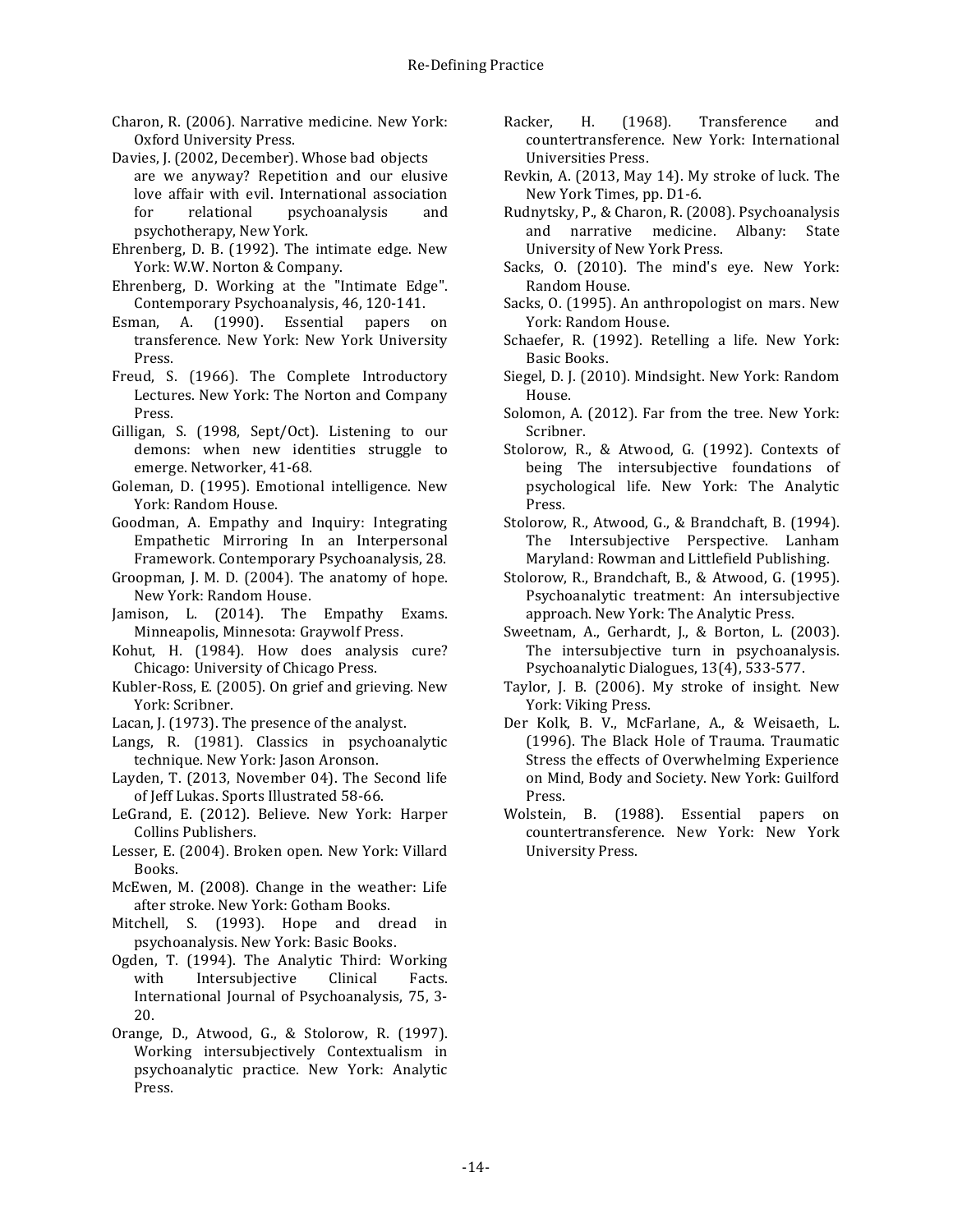Charon, R. (2006). Narrative medicine. New York: Oxford University Press.

Davies, J. (2002, December). Whose bad objects are we anyway? Repetition and our elusive love affair with evil. International association for relational psychoanalysis and psychotherapy, New York.

Ehrenberg, D. B. (1992). The intimate edge. New York: W.W. Norton & Company.

Ehrenberg, D. Working at the "Intimate Edge". Contemporary Psychoanalysis, 46, 120-141.

Esman, A. (1990). Essential papers on transference. New York: New York University Press.

Freud, S. (1966). The Complete Introductory Lectures. New York: The Norton and Company Press.

Gilligan, S. (1998, Sept/Oct). Listening to our demons: when new identities struggle to emerge. Networker, 41-68.

Goleman, D. (1995). Emotional intelligence. New York: Random House.

Goodman, A. Empathy and Inquiry: Integrating Empathetic Mirroring In an Interpersonal Framework. Contemporary Psychoanalysis, 28.

Groopman, J. M. D. (2004). The anatomy of hope. New York: Random House.

Jamison, L. (2014). The Empathy Exams. Minneapolis, Minnesota: Graywolf Press.

Kohut, H. (1984). How does analysis cure? Chicago: University of Chicago Press.

Kubler-Ross, E. (2005). On grief and grieving. New York: Scribner.

Lacan, J. (1973). The presence of the analyst.

Langs, R. (1981). Classics in psychoanalytic technique. New York: Jason Aronson.

Layden, T. (2013, November 04). The Second life of Jeff Lukas. Sports Illustrated 58-66.

LeGrand, E. (2012). Believe. New York: Harper Collins Publishers.

Lesser, E. (2004). Broken open. New York: Villard Books.

McEwen, M. (2008). Change in the weather: Life after stroke. New York: Gotham Books.

Mitchell, S. (1993). Hope and dread in psychoanalysis. New York: Basic Books.

Ogden, T. (1994). The Analytic Third: Working with Intersubjective Clinical Facts. International Journal of Psychoanalysis, 75, 3-20.

Orange, D., Atwood, G., & Stolorow, R. (1997). Working intersubjectively Contextualism in psychoanalytic practice. New York: Analytic Press.

Racker, H. (1968). Transference and countertransference. New York: International Universities Press.

Revkin, A. (2013, May 14). My stroke of luck. The New York Times, pp. D1-6.

Rudnytsky, P., & Charon, R. (2008). Psychoanalysis and narrative medicine. Albany: State University of New York Press.

Sacks, O. (2010). The mind's eye. New York: Random House.

Sacks, O. (1995). An anthropologist on mars. New York: Random House.

Schaefer, R. (1992). Retelling a life. New York: Basic Books.

Siegel, D. J. (2010). Mindsight. New York: Random House.

Solomon, A. (2012). Far from the tree. New York: Scribner.

Stolorow, R., & Atwood, G. (1992). Contexts of being The intersubjective foundations of psychological life. New York: The Analytic Press.

Stolorow, R., Atwood, G., & Brandchaft, B. (1994). The Intersubjective Perspective. Lanham Maryland: Rowman and Littlefield Publishing.

Stolorow, R., Brandchaft, B., & Atwood, G. (1995). Psychoanalytic treatment: An intersubjective approach. New York: The Analytic Press.

Sweetnam, A., Gerhardt, J., & Borton, L. (2003). The intersubjective turn in psychoanalysis. Psychoanalytic Dialogues, 13(4), 533-577.

Taylor, J. B. (2006). My stroke of insight. New York: Viking Press.

Der Kolk, B. V., McFarlane, A., & Weisaeth, L. (1996). The Black Hole of Trauma. Traumatic Stress the effects of Overwhelming Experience on Mind, Body and Society. New York: Guilford Press.

Wolstein, B. (1988). Essential papers on countertransference. New York: New York University Press.